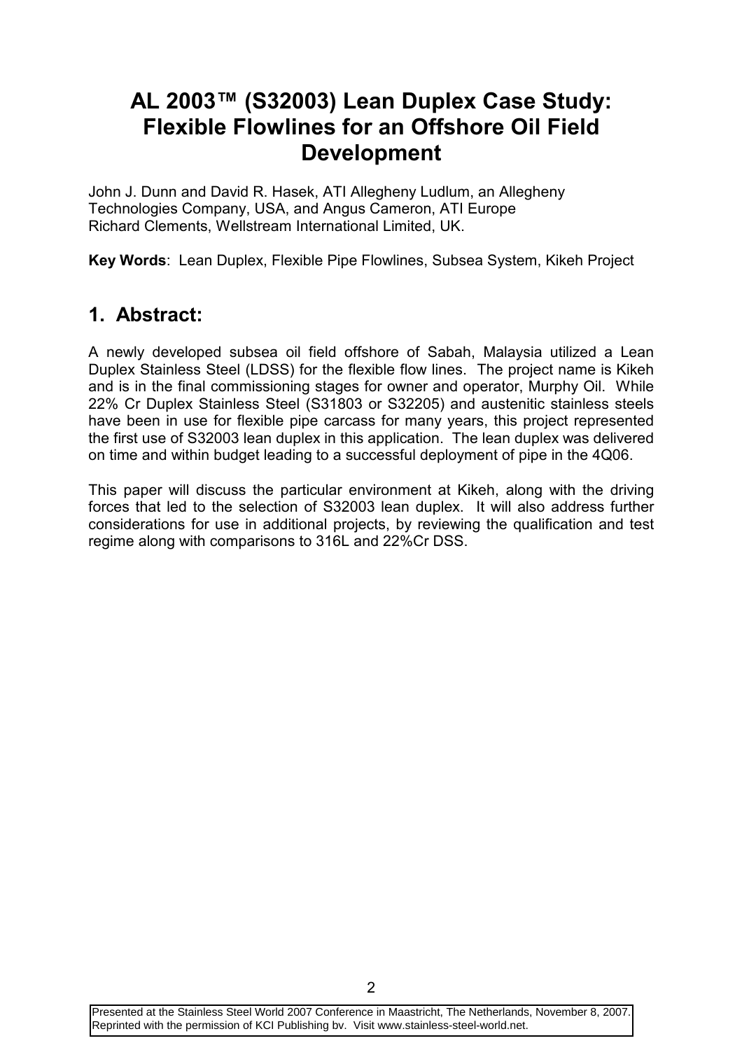# AL 2003™ (S32003) Lean Duplex Case Study: Flexible Flowlines for an Offshore Oil Field Development

John J. Dunn and David R. Hasek, ATI Allegheny Ludlum, an Allegheny Technologies Company, USA, and Angus Cameron, ATI Europe
Richard Clements, Wellstream International Limited, UK.

**Key Words**: Lean Duplex, Flexible Pipe Flowlines, Subsea System, Kikeh Project

## 1. Abstract:

A newly developed subsea oil field offshore of Sabah, Malaysia utilized a Lean Duplex Stainless Steel (LDSS) for the flexible flow lines. The project name is Kikeh and is in the final commissioning stages for owner and operator, Murphy Oil. While 22% Cr Duplex Stainless Steel (S31803 or S32205) and austenitic stainless steels have been in use for flexible pipe carcass for many years, this project represented the first use of S32003 lean duplex in this application. The lean duplex was delivered on time and within budget leading to a successful deployment of pipe in the 4Q06.

This paper will discuss the particular environment at Kikeh, along with the driving forces that led to the selection of S32003 lean duplex. It will also address further considerations for use in additional projects, by reviewing the qualification and test regime along with comparisons to 316L and 22%Cr DSS.

Presented at the Stainless Steel World 2007 Conference in Maastricht, The Netherlands, November 8, 2007.
Reprinted with the permission of KCI Publishing bv. Visit www.stainless-steel-world.net.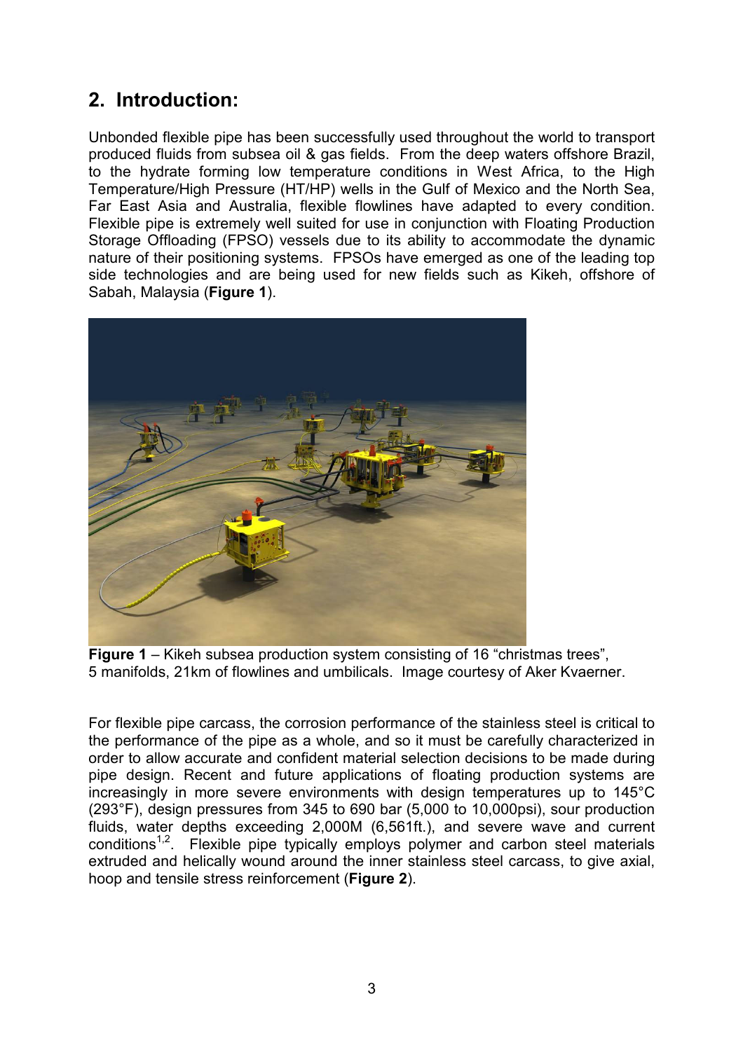## 2. Introduction:

Unbonded flexible pipe has been successfully used throughout the world to transport produced fluids from subsea oil & gas fields. From the deep waters offshore Brazil, to the hydrate forming low temperature conditions in West Africa, to the High Temperature/High Pressure (HT/HP) wells in the Gulf of Mexico and the North Sea, Far East Asia and Australia, flexible flowlines have adapted to every condition. Flexible pipe is extremely well suited for use in conjunction with Floating Production Storage Offloading (FPSO) vessels due to its ability to accommodate the dynamic nature of their positioning systems. FPSOs have emerged as one of the leading top side technologies and are being used for new fields such as Kikeh, offshore of Sabah, Malaysia (**Figure 1**).

**Figure 1** – Kikeh subsea production system consisting of 16 "christmas trees", 5 manifolds, 21km of flowlines and umbilicals. Image courtesy of Aker Kvaerner.

For flexible pipe carcass, the corrosion performance of the stainless steel is critical to the performance of the pipe as a whole, and so it must be carefully characterized in order to allow accurate and confident material selection decisions to be made during pipe design. Recent and future applications of floating production systems are increasingly in more severe environments with design temperatures up to 145°C (293°F), design pressures from 345 to 690 bar (5,000 to 10,000psi), sour production fluids, water depths exceeding 2,000M (6,561ft.), and severe wave and current conditions[1,2]. Flexible pipe typically employs polymer and carbon steel materials extruded and helically wound around the inner stainless steel carcass, to give axial, hoop and tensile stress reinforcement (**Figure 2**).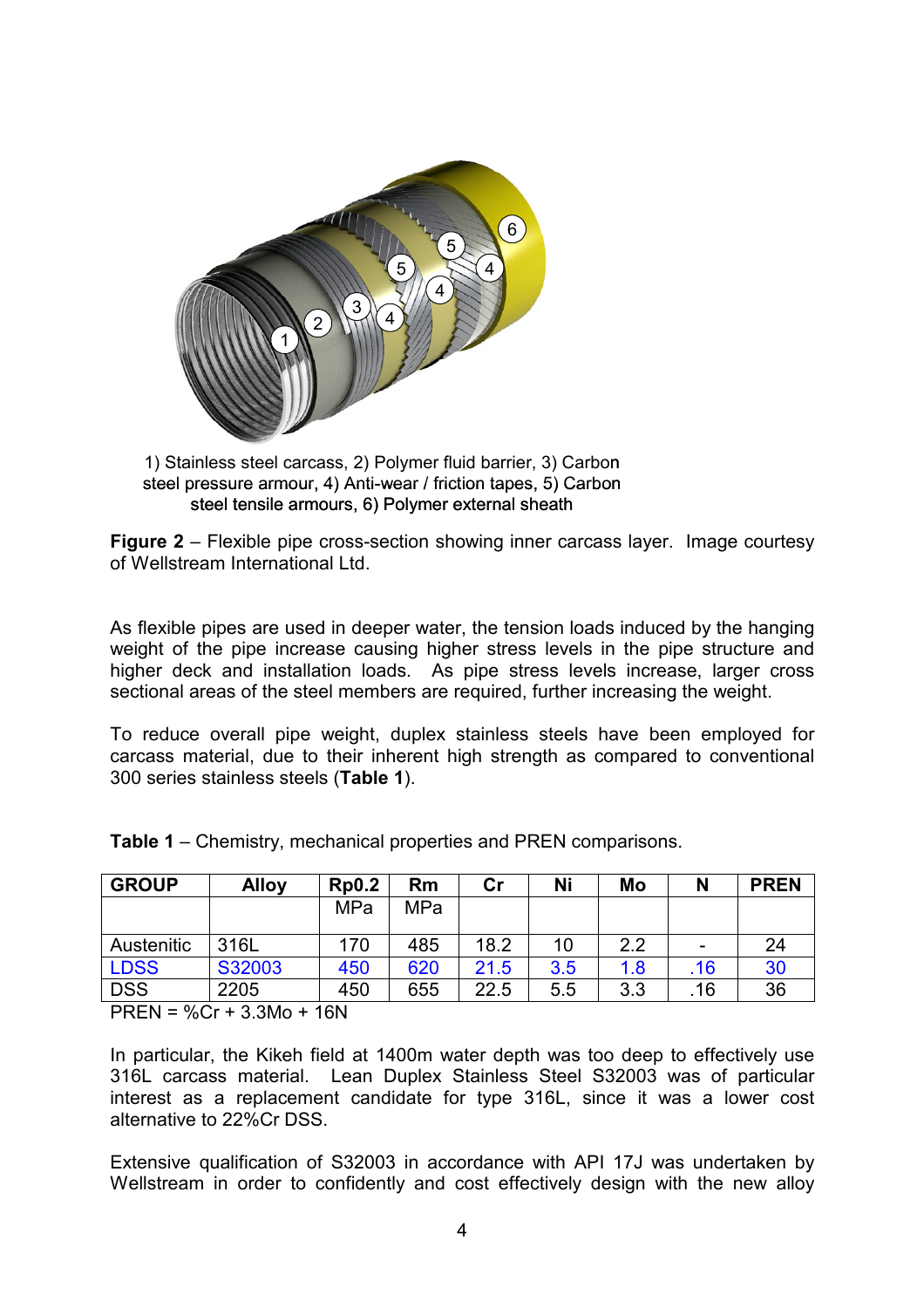1) Stainless steel carcass, 2) Polymer fluid barrier, 3) Carbon steel pressure armour, 4) Anti-wear / friction tapes, 5) Carbon steel tensile armours, 6) Polymer external sheath

**Figure 2** – Flexible pipe cross-section showing inner carcass layer. Image courtesy of Wellstream International Ltd.

As flexible pipes are used in deeper water, the tension loads induced by the hanging weight of the pipe increase causing higher stress levels in the pipe structure and higher deck and installation loads. As pipe stress levels increase, larger cross sectional areas of the steel members are required, further increasing the weight.

To reduce overall pipe weight, duplex stainless steels have been employed for carcass material, due to their inherent high strength as compared to conventional 300 series stainless steels (**Table 1**).

**Table 1** – Chemistry, mechanical properties and PREN comparisons.

| GROUP | Alloy | Rp0.2 MPa | Rm MPa | Cr | Ni | Mo | N | PREN |
|---|---|---|---|---|---|---|---|---|
| Austenitic | 316L | 170 | 485 | 18.2 | 10 | 2.2 | - | 24 |
| LDSS | S32003 | 450 | 620 | 21.5 | 3.5 | 1.8 | .16 | 30 |
| DSS | 2205 | 450 | 655 | 22.5 | 5.5 | 3.3 | .16 | 36 |

PREN = %Cr + 3.3Mo + 16N

In particular, the Kikeh field at 1400m water depth was too deep to effectively use 316L carcass material. Lean Duplex Stainless Steel S32003 was of particular interest as a replacement candidate for type 316L, since it was a lower cost alternative to 22%Cr DSS.

Extensive qualification of S32003 in accordance with API 17J was undertaken by Wellstream in order to confidently and cost effectively design with the new alloy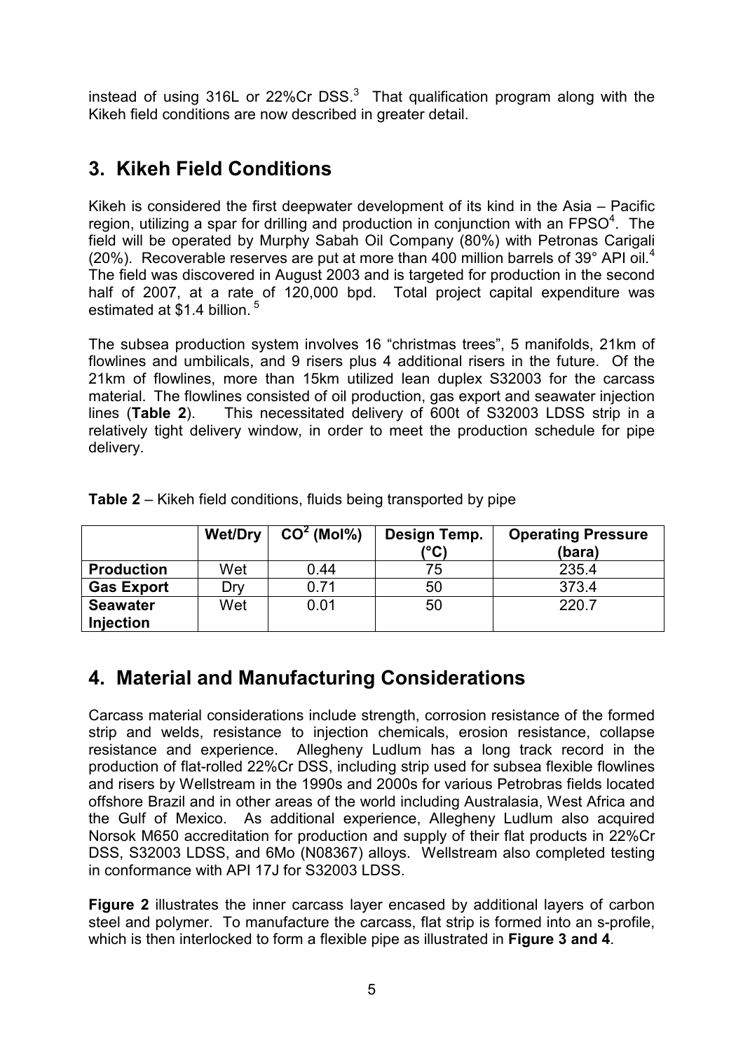instead of using 316L or 22%Cr DSS.[3] That qualification program along with the Kikeh field conditions are now described in greater detail.

## 3. Kikeh Field Conditions

Kikeh is considered the first deepwater development of its kind in the Asia – Pacific region, utilizing a spar for drilling and production in conjunction with an FPSO[4]. The field will be operated by Murphy Sabah Oil Company (80%) with Petronas Carigali (20%). Recoverable reserves are put at more than 400 million barrels of 39° API oil.[4] The field was discovered in August 2003 and is targeted for production in the second half of 2007, at a rate of 120,000 bpd. Total project capital expenditure was estimated at $1.4 billion.[5]

The subsea production system involves 16 "christmas trees", 5 manifolds, 21km of flowlines and umbilicals, and 9 risers plus 4 additional risers in the future. Of the 21km of flowlines, more than 15km utilized lean duplex S32003 for the carcass material. The flowlines consisted of oil production, gas export and seawater injection lines (**Table 2**). This necessitated delivery of 600t of S32003 LDSS strip in a relatively tight delivery window, in order to meet the production schedule for pipe delivery.

**Table 2** – Kikeh field conditions, fluids being transported by pipe

| | Wet/Dry | $CO^2$ (Mol%) | Design Temp. (°C) | Operating Pressure (bara) |
|---|---|---|---|---|
| **Production** | Wet | 0.44 | 75 | 235.4 |
| **Gas Export** | Dry | 0.71 | 50 | 373.4 |
| **Seawater Injection** | Wet | 0.01 | 50 | 220.7 |

## 4. Material and Manufacturing Considerations

Carcass material considerations include strength, corrosion resistance of the formed strip and welds, resistance to injection chemicals, erosion resistance, collapse resistance and experience. Allegheny Ludlum has a long track record in the production of flat-rolled 22%Cr DSS, including strip used for subsea flexible flowlines and risers by Wellstream in the 1990s and 2000s for various Petrobras fields located offshore Brazil and in other areas of the world including Australasia, West Africa and the Gulf of Mexico. As additional experience, Allegheny Ludlum also acquired Norsok M650 accreditation for production and supply of their flat products in 22%Cr DSS, S32003 LDSS, and 6Mo (N08367) alloys. Wellstream also completed testing in conformance with API 17J for S32003 LDSS.

**Figure 2** illustrates the inner carcass layer encased by additional layers of carbon steel and polymer. To manufacture the carcass, flat strip is formed into an s-profile, which is then interlocked to form a flexible pipe as illustrated in **Figure 3 and 4**.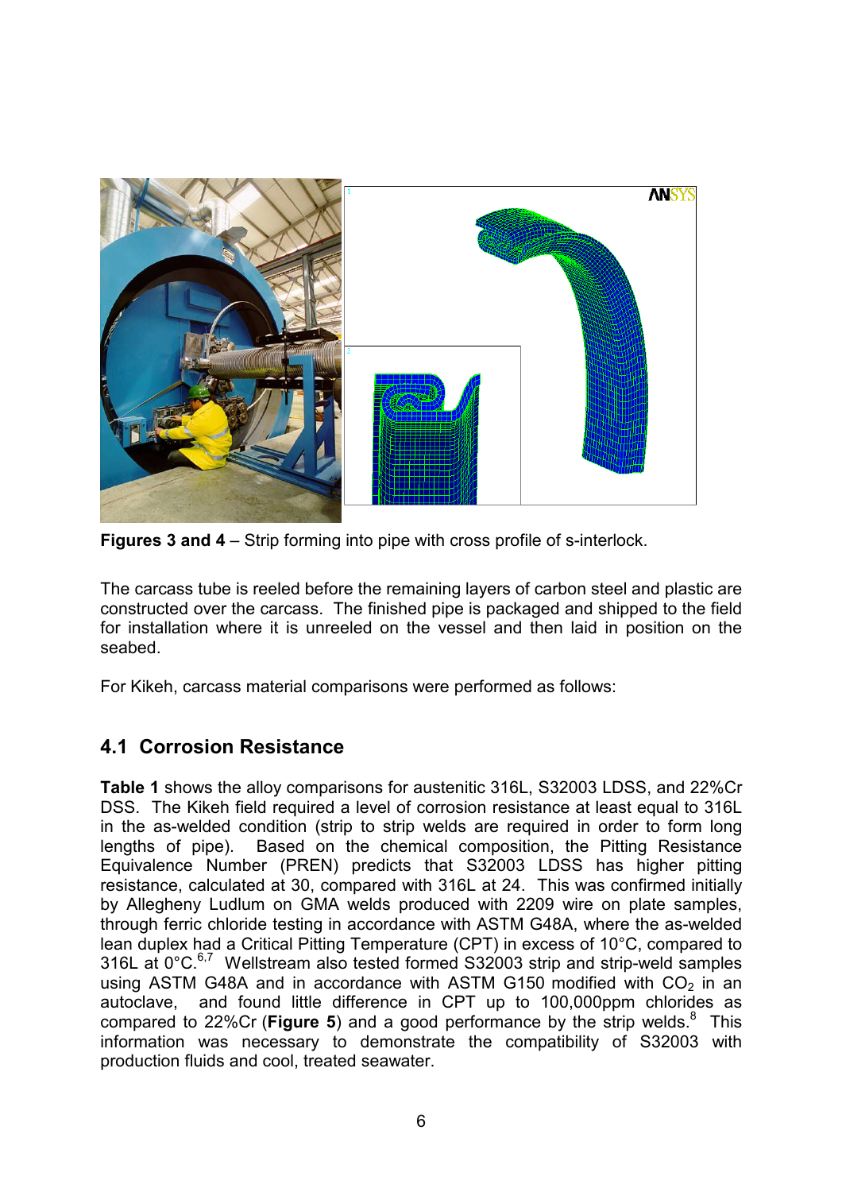**Figures 3 and 4** – Strip forming into pipe with cross profile of s-interlock.

The carcass tube is reeled before the remaining layers of carbon steel and plastic are constructed over the carcass. The finished pipe is packaged and shipped to the field for installation where it is unreeled on the vessel and then laid in position on the seabed.

For Kikeh, carcass material comparisons were performed as follows:

## 4.1 Corrosion Resistance

**Table 1** shows the alloy comparisons for austenitic 316L, S32003 LDSS, and 22%Cr DSS. The Kikeh field required a level of corrosion resistance at least equal to 316L in the as-welded condition (strip to strip welds are required in order to form long lengths of pipe). Based on the chemical composition, the Pitting Resistance Equivalence Number (PREN) predicts that S32003 LDSS has higher pitting resistance, calculated at 30, compared with 316L at 24. This was confirmed initially by Allegheny Ludlum on GMA welds produced with 2209 wire on plate samples, through ferric chloride testing in accordance with ASTM G48A, where the as-welded lean duplex had a Critical Pitting Temperature (CPT) in excess of 10°C, compared to 316L at 0°C.[6,7] Wellstream also tested formed S32003 strip and strip-weld samples using ASTM G48A and in accordance with ASTM G150 modified with $CO_2$ in an autoclave, and found little difference in CPT up to 100,000ppm chlorides as compared to 22%Cr (**Figure 5**) and a good performance by the strip welds.[8] This information was necessary to demonstrate the compatibility of S32003 with production fluids and cool, treated seawater.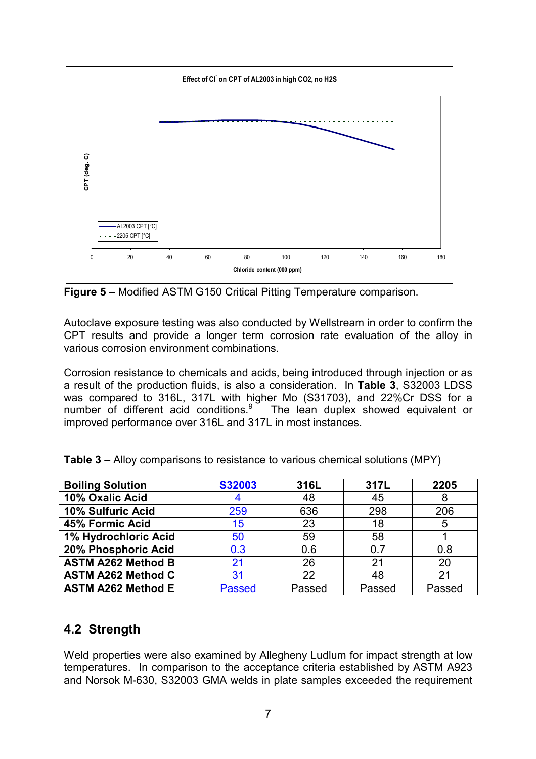Effect of Cl⁻ on CPT of AL2003 in high CO2, no H2S

**Figure 5** – Modified ASTM G150 Critical Pitting Temperature comparison.

Autoclave exposure testing was also conducted by Wellstream in order to confirm the CPT results and provide a longer term corrosion rate evaluation of the alloy in various corrosion environment combinations.

Corrosion resistance to chemicals and acids, being introduced through injection or as a result of the production fluids, is also a consideration. In **Table 3**, S32003 LDSS was compared to 316L, 317L with higher Mo (S31703), and 22%Cr DSS for a number of different acid conditions.[9] The lean duplex showed equivalent or improved performance over 316L and 317L in most instances.

**Table 3** – Alloy comparisons to resistance to various chemical solutions (MPY)

| Boiling Solution | S32003 | 316L | 317L | 2205 |
|---|---|---|---|---|
| 10% Oxalic Acid | 4 | 48 | 45 | 8 |
| 10% Sulfuric Acid | 259 | 636 | 298 | 206 |
| 45% Formic Acid | 15 | 23 | 18 | 5 |
| 1% Hydrochloric Acid | 50 | 59 | 58 | 1 |
| 20% Phosphoric Acid | 0.3 | 0.6 | 0.7 | 0.8 |
| ASTM A262 Method B | 21 | 26 | 21 | 20 |
| ASTM A262 Method C | 31 | 22 | 48 | 21 |
| ASTM A262 Method E | Passed | Passed | Passed | Passed |

## 4.2 Strength

Weld properties were also examined by Allegheny Ludlum for impact strength at low temperatures. In comparison to the acceptance criteria established by ASTM A923 and Norsok M-630, S32003 GMA welds in plate samples exceeded the requirement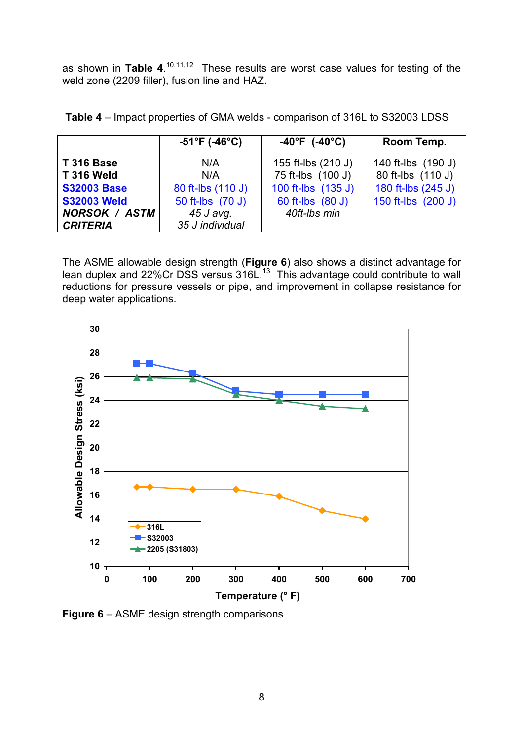as shown in **Table 4**.[10,11,12] These results are worst case values for testing of the weld zone (2209 filler), fusion line and HAZ.

**Table 4** – Impact properties of GMA welds - comparison of 316L to S32003 LDSS

| | **-51°F (-46°C)** | **-40°F (-40°C)** | **Room Temp.** |
|---|---|---|---|
| **T 316 Base** | N/A | 155 ft-lbs (210 J) | 140 ft-lbs (190 J) |
| **T 316 Weld** | N/A | 75 ft-lbs (100 J) | 80 ft-lbs (110 J) |
| **S32003 Base** | 80 ft-lbs (110 J) | 100 ft-lbs (135 J) | 180 ft-lbs (245 J) |
| **S32003 Weld** | 50 ft-lbs (70 J) | 60 ft-lbs (80 J) | 150 ft-lbs (200 J) |
| ***NORSOK / ASTM CRITERIA*** | *45 J avg. 35 J individual* | *40ft-lbs min* | |

The ASME allowable design strength (**Figure 6**) also shows a distinct advantage for lean duplex and 22%Cr DSS versus 316L.[13] This advantage could contribute to wall reductions for pressure vessels or pipe, and improvement in collapse resistance for deep water applications.

**Figure 6** – ASME design strength comparisons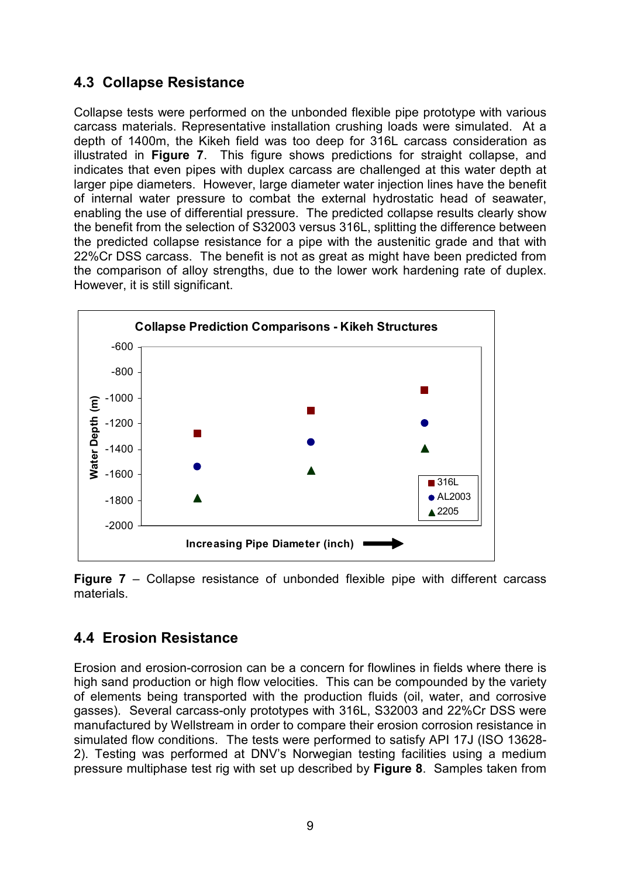## 4.3 Collapse Resistance

Collapse tests were performed on the unbonded flexible pipe prototype with various carcass materials. Representative installation crushing loads were simulated. At a depth of 1400m, the Kikeh field was too deep for 316L carcass consideration as illustrated in **Figure 7**. This figure shows predictions for straight collapse, and indicates that even pipes with duplex carcass are challenged at this water depth at larger pipe diameters. However, large diameter water injection lines have the benefit of internal water pressure to combat the external hydrostatic head of seawater, enabling the use of differential pressure. The predicted collapse results clearly show the benefit from the selection of S32003 versus 316L, splitting the difference between the predicted collapse resistance for a pipe with the austenitic grade and that with 22%Cr DSS carcass. The benefit is not as great as might have been predicted from the comparison of alloy strengths, due to the lower work hardening rate of duplex. However, it is still significant.

**Figure 7** – Collapse resistance of unbonded flexible pipe with different carcass materials.

## 4.4 Erosion Resistance

Erosion and erosion-corrosion can be a concern for flowlines in fields where there is high sand production or high flow velocities. This can be compounded by the variety of elements being transported with the production fluids (oil, water, and corrosive gasses). Several carcass-only prototypes with 316L, S32003 and 22%Cr DSS were manufactured by Wellstream in order to compare their erosion corrosion resistance in simulated flow conditions. The tests were performed to satisfy API 17J (ISO 13628-2). Testing was performed at DNV's Norwegian testing facilities using a medium pressure multiphase test rig with set up described by **Figure 8**. Samples taken from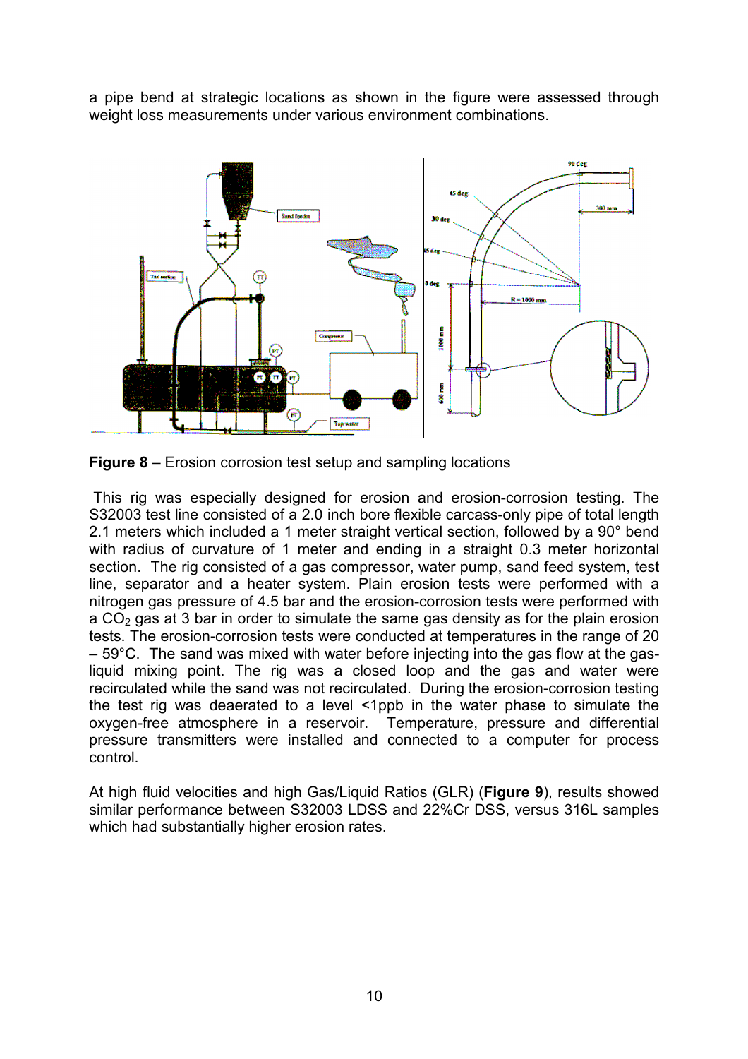a pipe bend at strategic locations as shown in the figure were assessed through weight loss measurements under various environment combinations.

**Figure 8** – Erosion corrosion test setup and sampling locations

This rig was especially designed for erosion and erosion-corrosion testing. The S32003 test line consisted of a 2.0 inch bore flexible carcass-only pipe of total length 2.1 meters which included a 1 meter straight vertical section, followed by a 90° bend with radius of curvature of 1 meter and ending in a straight 0.3 meter horizontal section. The rig consisted of a gas compressor, water pump, sand feed system, test line, separator and a heater system. Plain erosion tests were performed with a nitrogen gas pressure of 4.5 bar and the erosion-corrosion tests were performed with a $CO_2$ gas at 3 bar in order to simulate the same gas density as for the plain erosion tests. The erosion-corrosion tests were conducted at temperatures in the range of 20 – 59°C. The sand was mixed with water before injecting into the gas flow at the gas-liquid mixing point. The rig was a closed loop and the gas and water were recirculated while the sand was not recirculated. During the erosion-corrosion testing the test rig was deaerated to a level <1ppb in the water phase to simulate the oxygen-free atmosphere in a reservoir. Temperature, pressure and differential pressure transmitters were installed and connected to a computer for process control.

At high fluid velocities and high Gas/Liquid Ratios (GLR) (**Figure 9**), results showed similar performance between S32003 LDSS and 22%Cr DSS, versus 316L samples which had substantially higher erosion rates.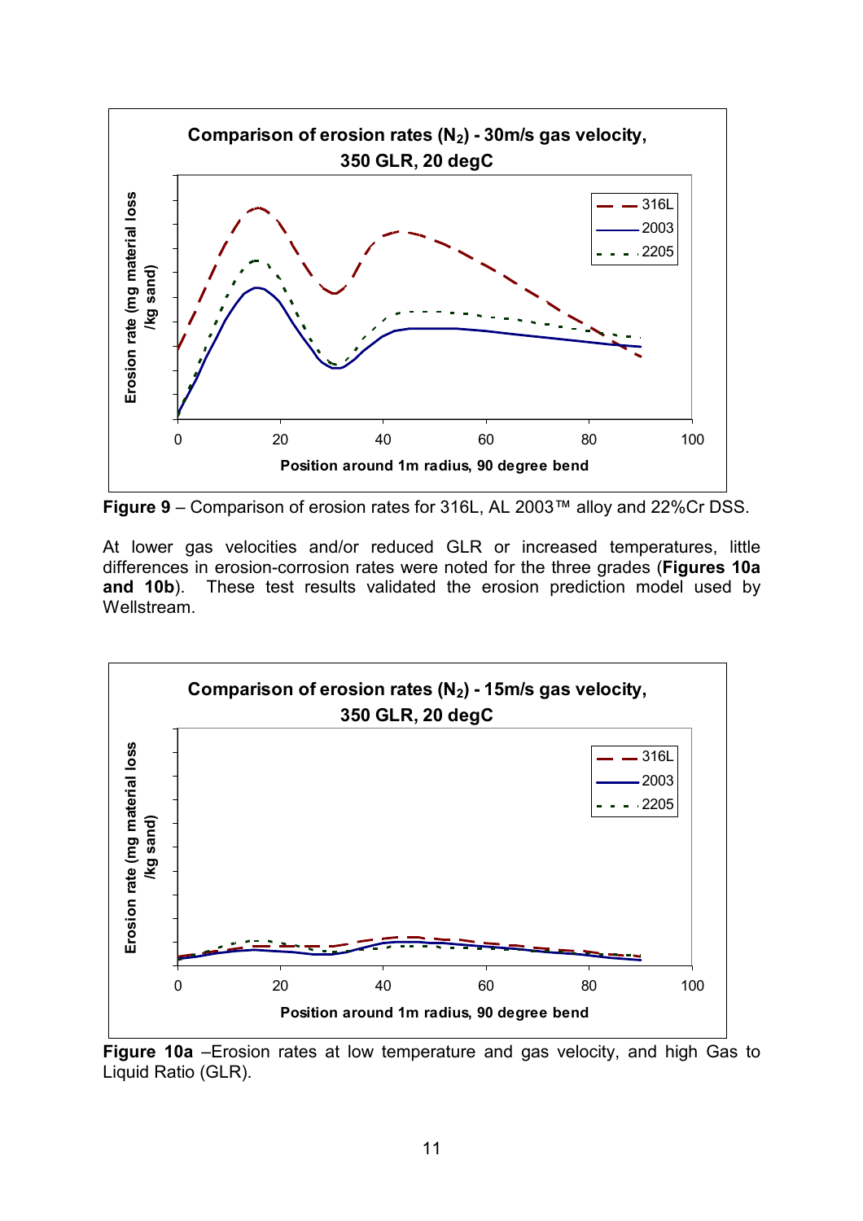**Figure 9** – Comparison of erosion rates for 316L, AL 2003™ alloy and 22%Cr DSS.

At lower gas velocities and/or reduced GLR or increased temperatures, little differences in erosion-corrosion rates were noted for the three grades (**Figures 10a and 10b**). These test results validated the erosion prediction model used by Wellstream.

**Figure 10a** –Erosion rates at low temperature and gas velocity, and high Gas to Liquid Ratio (GLR).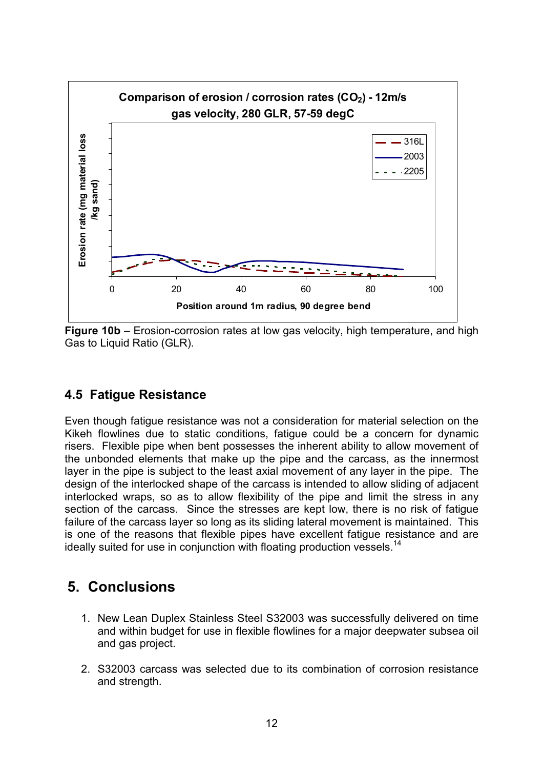**Figure 10b** – Erosion-corrosion rates at low gas velocity, high temperature, and high Gas to Liquid Ratio (GLR).

### 4.5 Fatigue Resistance

Even though fatigue resistance was not a consideration for material selection on the Kikeh flowlines due to static conditions, fatigue could be a concern for dynamic risers. Flexible pipe when bent possesses the inherent ability to allow movement of the unbonded elements that make up the pipe and the carcass, as the innermost layer in the pipe is subject to the least axial movement of any layer in the pipe. The design of the interlocked shape of the carcass is intended to allow sliding of adjacent interlocked wraps, so as to allow flexibility of the pipe and limit the stress in any section of the carcass. Since the stresses are kept low, there is no risk of fatigue failure of the carcass layer so long as its sliding lateral movement is maintained. This is one of the reasons that flexible pipes have excellent fatigue resistance and are ideally suited for use in conjunction with floating production vessels.[14]

## 5. Conclusions

1. New Lean Duplex Stainless Steel S32003 was successfully delivered on time and within budget for use in flexible flowlines for a major deepwater subsea oil and gas project.

2. S32003 carcass was selected due to its combination of corrosion resistance and strength.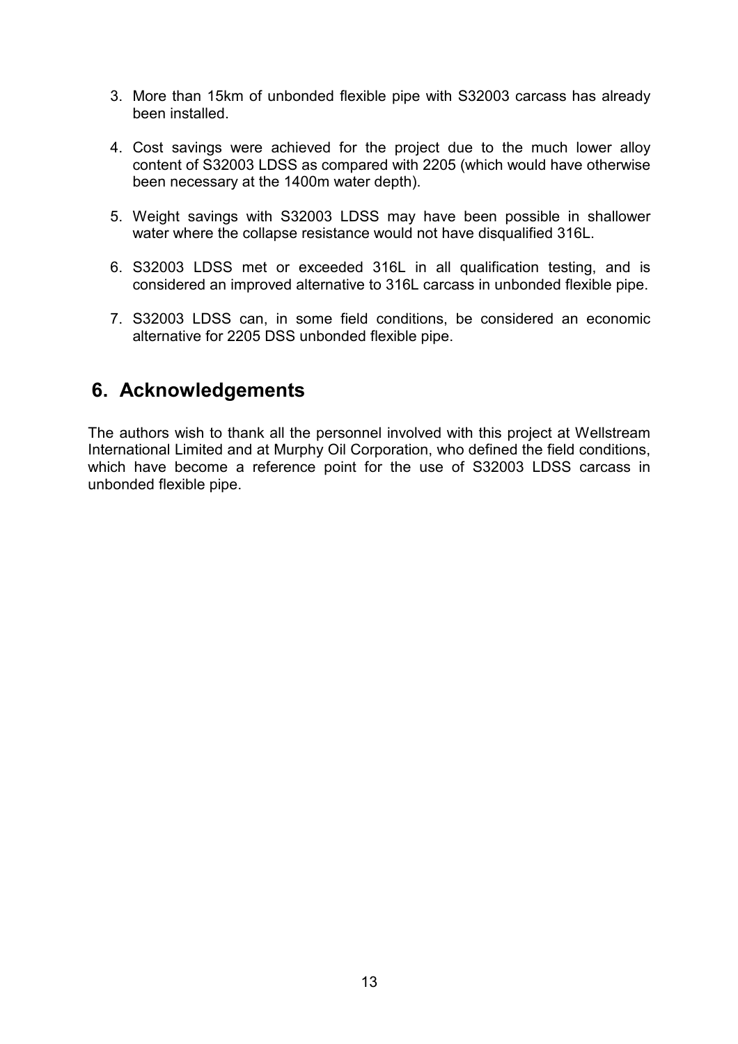3. More than 15km of unbonded flexible pipe with S32003 carcass has already been installed.

4. Cost savings were achieved for the project due to the much lower alloy content of S32003 LDSS as compared with 2205 (which would have otherwise been necessary at the 1400m water depth).

5. Weight savings with S32003 LDSS may have been possible in shallower water where the collapse resistance would not have disqualified 316L.

6. S32003 LDSS met or exceeded 316L in all qualification testing, and is considered an improved alternative to 316L carcass in unbonded flexible pipe.

7. S32003 LDSS can, in some field conditions, be considered an economic alternative for 2205 DSS unbonded flexible pipe.

## 6. Acknowledgements

The authors wish to thank all the personnel involved with this project at Wellstream International Limited and at Murphy Oil Corporation, who defined the field conditions, which have become a reference point for the use of S32003 LDSS carcass in unbonded flexible pipe.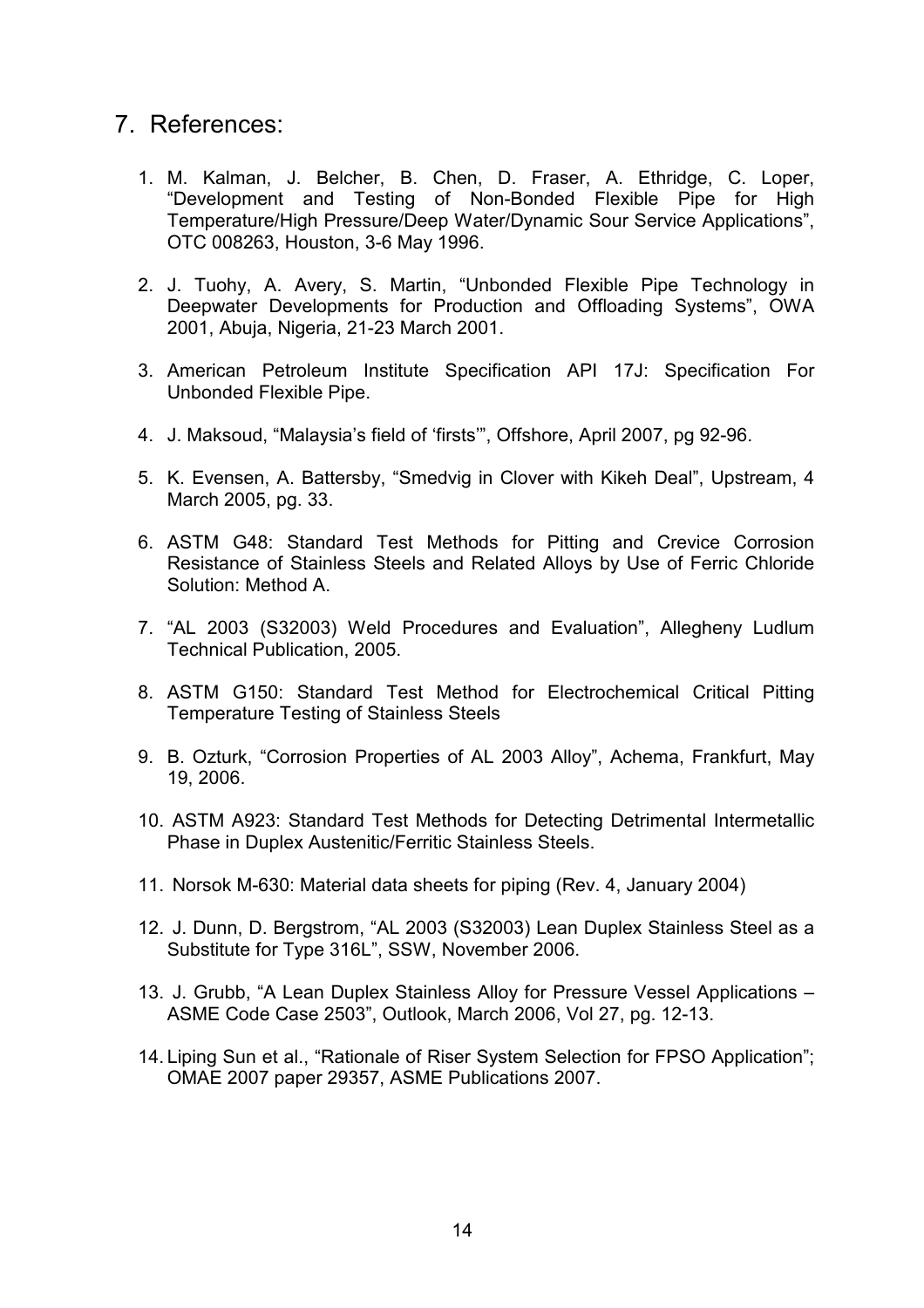## 7. References:

1. M. Kalman, J. Belcher, B. Chen, D. Fraser, A. Ethridge, C. Loper, "Development and Testing of Non-Bonded Flexible Pipe for High Temperature/High Pressure/Deep Water/Dynamic Sour Service Applications", OTC 008263, Houston, 3-6 May 1996.

2. J. Tuohy, A. Avery, S. Martin, "Unbonded Flexible Pipe Technology in Deepwater Developments for Production and Offloading Systems", OWA 2001, Abuja, Nigeria, 21-23 March 2001.

3. American Petroleum Institute Specification API 17J: Specification For Unbonded Flexible Pipe.

4. J. Maksoud, "Malaysia's field of 'firsts'", Offshore, April 2007, pg 92-96.

5. K. Evensen, A. Battersby, "Smedvig in Clover with Kikeh Deal", Upstream, 4 March 2005, pg. 33.

6. ASTM G48: Standard Test Methods for Pitting and Crevice Corrosion Resistance of Stainless Steels and Related Alloys by Use of Ferric Chloride Solution: Method A.

7. "AL 2003 (S32003) Weld Procedures and Evaluation", Allegheny Ludlum Technical Publication, 2005.

8. ASTM G150: Standard Test Method for Electrochemical Critical Pitting Temperature Testing of Stainless Steels

9. B. Ozturk, "Corrosion Properties of AL 2003 Alloy", Achema, Frankfurt, May 19, 2006.

10. ASTM A923: Standard Test Methods for Detecting Detrimental Intermetallic Phase in Duplex Austenitic/Ferritic Stainless Steels.

11. Norsok M-630: Material data sheets for piping (Rev. 4, January 2004)

12. J. Dunn, D. Bergstrom, "AL 2003 (S32003) Lean Duplex Stainless Steel as a Substitute for Type 316L", SSW, November 2006.

13. J. Grubb, "A Lean Duplex Stainless Alloy for Pressure Vessel Applications – ASME Code Case 2503", Outlook, March 2006, Vol 27, pg. 12-13.

14. Liping Sun et al., "Rationale of Riser System Selection for FPSO Application"; OMAE 2007 paper 29357, ASME Publications 2007.